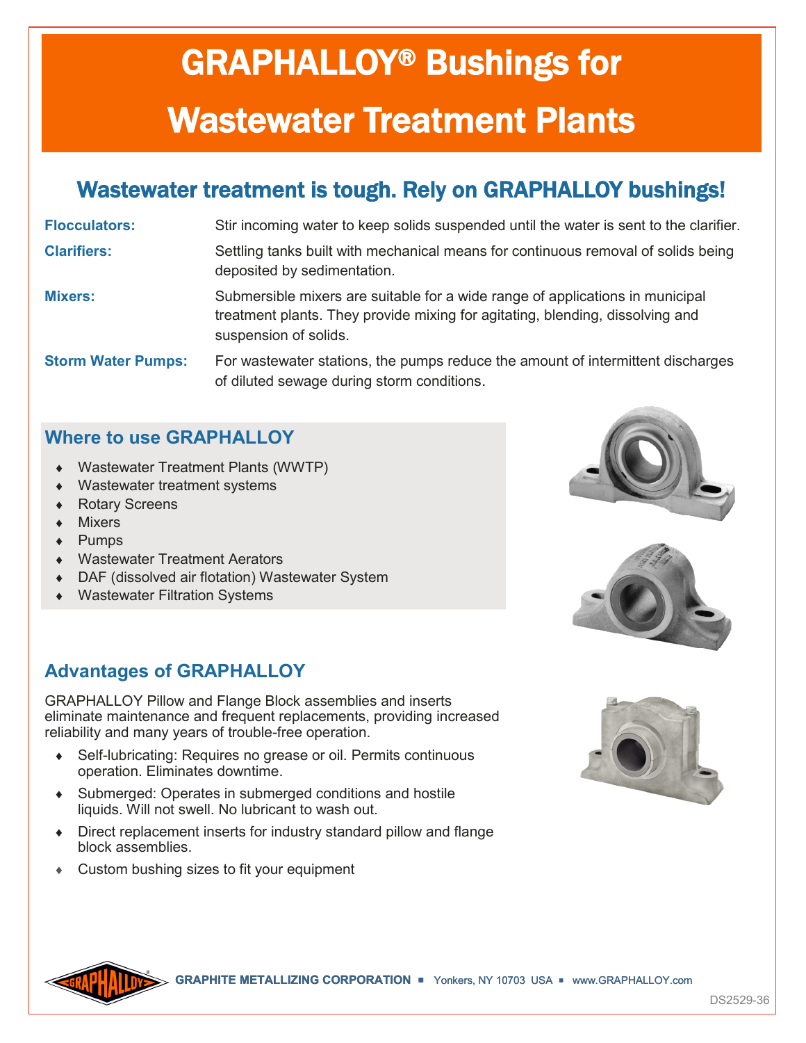# GRAPHALLOY® Bushings for Wastewater Treatment Plants

## Wastewater treatment is tough. Rely on GRAPHALLOY bushings!

| | |
|---|---|
| **Flocculators:** | Stir incoming water to keep solids suspended until the water is sent to the clarifier. |
| **Clarifiers:** | Settling tanks built with mechanical means for continuous removal of solids being deposited by sedimentation. |
| **Mixers:** | Submersible mixers are suitable for a wide range of applications in municipal treatment plants. They provide mixing for agitating, blending, dissolving and suspension of solids. |
| **Storm Water Pumps:** | For wastewater stations, the pumps reduce the amount of intermittent discharges of diluted sewage during storm conditions. |

### Where to use GRAPHALLOY

- Wastewater Treatment Plants (WWTP)
- Wastewater treatment systems
- Rotary Screens
- Mixers
- Pumps
- Wastewater Treatment Aerators
- DAF (dissolved air flotation) Wastewater System
- Wastewater Filtration Systems

### Advantages of GRAPHALLOY

GRAPHALLOY Pillow and Flange Block assemblies and inserts eliminate maintenance and frequent replacements, providing increased reliability and many years of trouble-free operation.

- Self-lubricating: Requires no grease or oil. Permits continuous operation. Eliminates downtime.
- Submerged: Operates in submerged conditions and hostile liquids. Will not swell. No lubricant to wash out.
- Direct replacement inserts for industry standard pillow and flange block assemblies.
- Custom bushing sizes to fit your equipment

**GRAPHITE METALLIZING CORPORATION** ▪ Yonkers, NY 10703 USA ▪ www.GRAPHALLOY.com

DS2529-36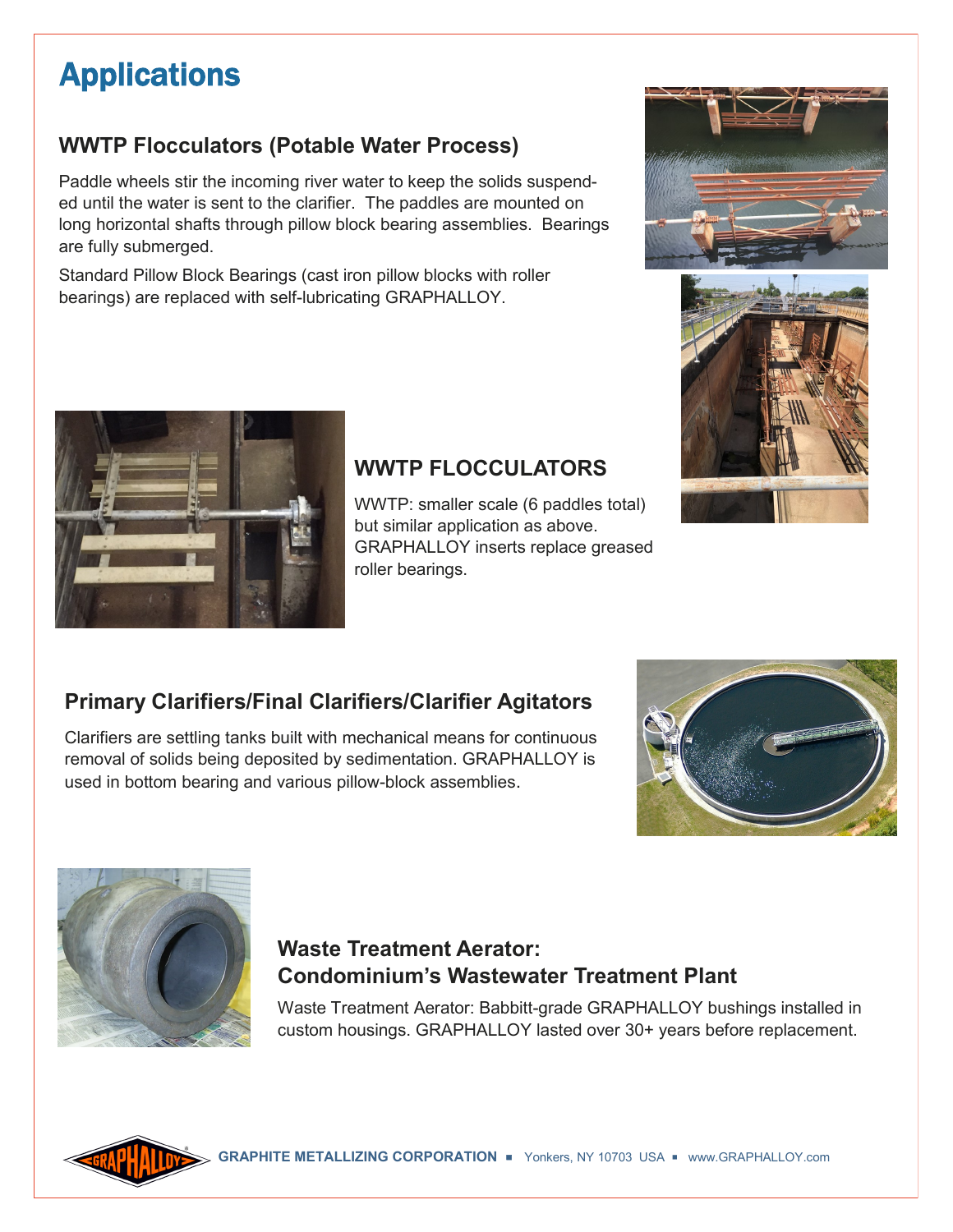# Applications

### WWTP Flocculators (Potable Water Process)

Paddle wheels stir the incoming river water to keep the solids suspended until the water is sent to the clarifier. The paddles are mounted on long horizontal shafts through pillow block bearing assemblies. Bearings are fully submerged.

Standard Pillow Block Bearings (cast iron pillow blocks with roller bearings) are replaced with self-lubricating GRAPHALLOY.

### WWTP FLOCCULATORS

WWTP: smaller scale (6 paddles total) but similar application as above. GRAPHALLOY inserts replace greased roller bearings.

### Primary Clarifiers/Final Clarifiers/Clarifier Agitators

Clarifiers are settling tanks built with mechanical means for continuous removal of solids being deposited by sedimentation. GRAPHALLOY is used in bottom bearing and various pillow-block assemblies.

### Waste Treatment Aerator: Condominium's Wastewater Treatment Plant

Waste Treatment Aerator: Babbitt-grade GRAPHALLOY bushings installed in custom housings. GRAPHALLOY lasted over 30+ years before replacement.

**GRAPHITE METALLIZING CORPORATION** ▪ Yonkers, NY 10703 USA ▪ www.GRAPHALLOY.com